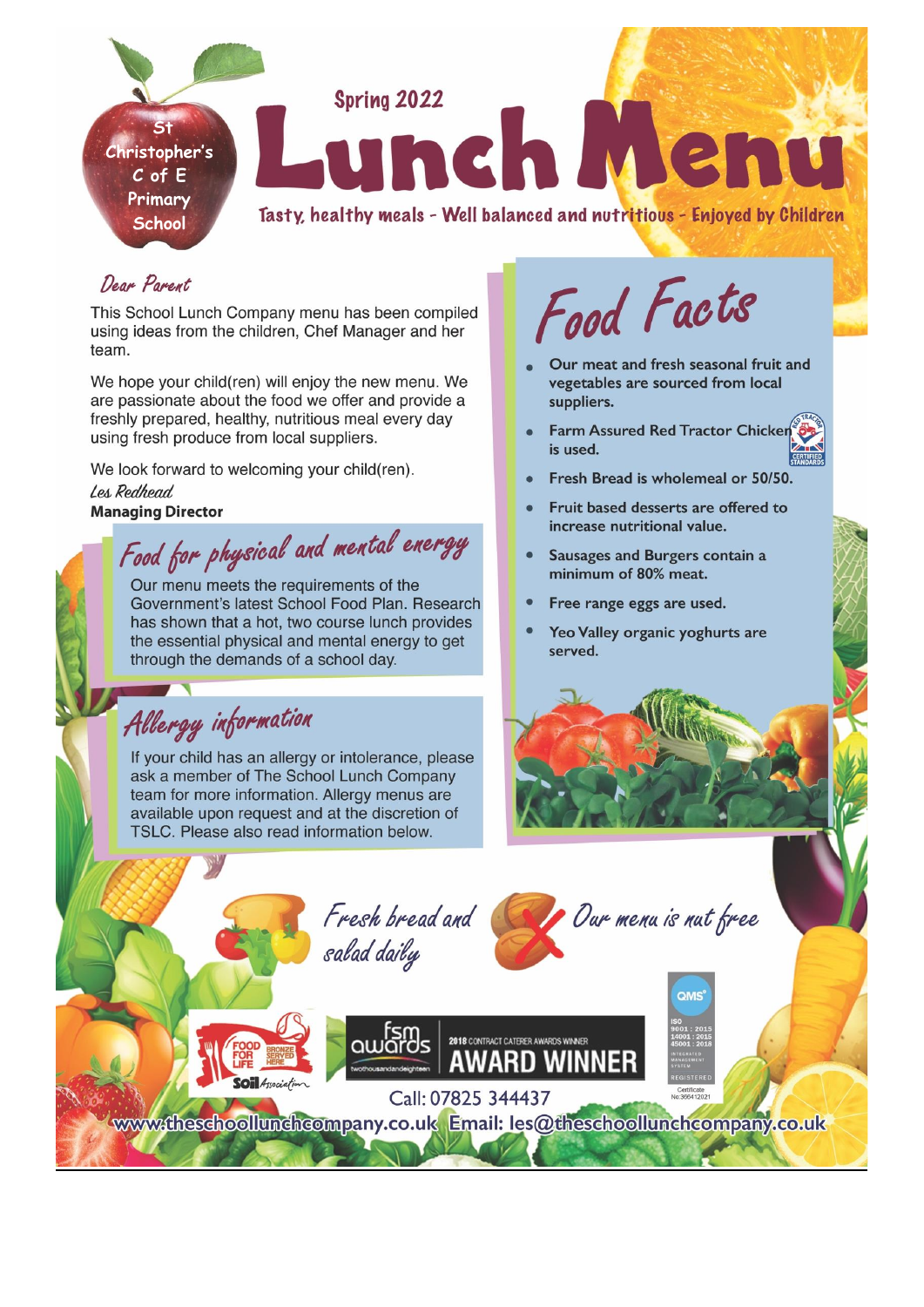St Christopher's C of E Primary School

Spring 2022

# Lunch Menu

Tasty, healthy meals - Well balanced and nutritious - Enjoyed by Children

*Dear Parent*

This School Lunch Company menu has been compiled using ideas from the children, Chef Manager and her team.

We hope your child(ren) will enjoy the new menu. We are passionate about the food we offer and provide a freshly prepared, healthy, nutritious meal every day using fresh produce from local suppliers.

We look forward to welcoming your child(ren).

*Les Redhead*
**Managing Director**

## Food for physical and mental energy

Our menu meets the requirements of the Government's latest School Food Plan. Research has shown that a hot, two course lunch provides the essential physical and mental energy to get through the demands of a school day.

## Allergy information

If your child has an allergy or intolerance, please ask a member of The School Lunch Company team for more information. Allergy menus are available upon request and at the discretion of TSLC. Please also read information below.

## Food Facts

- Our meat and fresh seasonal fruit and vegetables are sourced from local suppliers.
- Farm Assured Red Tractor Chicken is used.
- Fresh Bread is wholemeal or 50/50.
- Fruit based desserts are offered to increase nutritional value.
- Sausages and Burgers contain a minimum of 80% meat.
- Free range eggs are used.
- Yeo Valley organic yoghurts are served.

*Fresh bread and salad daily*

*Our menu is nut free*

Food for Life Bronze Served Here – Soil Association

fsm awards – 2018 Contract Caterer Awards Winner – AWARD WINNER

QMS ISO 9001 : 2015, 14001 : 2015, 45001 : 2018 – Integrated Management System – Registered – Certificate No:366412021

Call: 07825 344437

www.theschoollunchcompany.co.uk Email: les@theschoollunchcompany.co.uk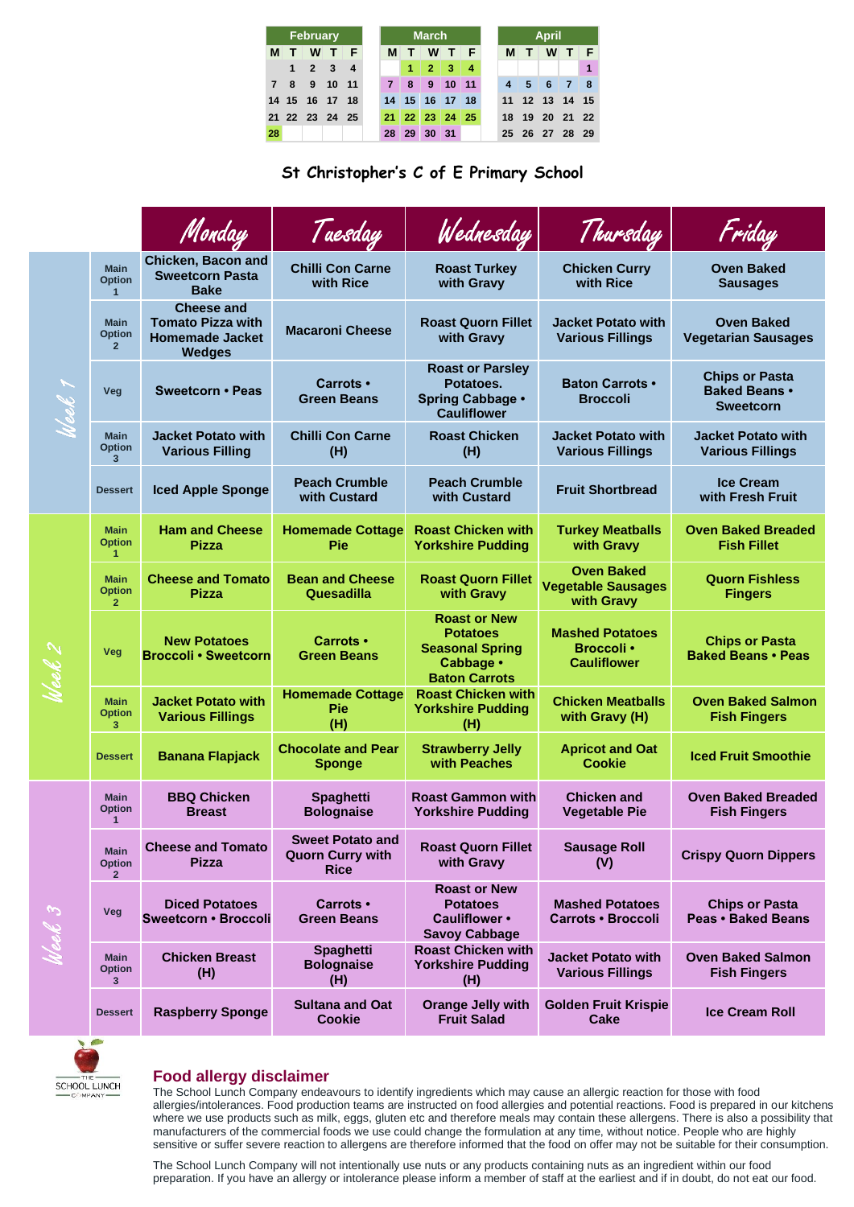| February | | | | | | March | | | | | | April | | | | |
|---|---|---|---|---|---|---|---|---|---|---|---|---|---|---|---|---|
| M | T | W | T | F | | M | T | W | T | F | | M | T | W | T | F |
| | 1 | 2 | 3 | 4 | | | 1 | 2 | 3 | 4 | | | | | | 1 |
| 7 | 8 | 9 | 10 | 11 | | 7 | 8 | 9 | 10 | 11 | | 4 | 5 | 6 | 7 | 8 |
| 14 | 15 | 16 | 17 | 18 | | 14 | 15 | 16 | 17 | 18 | | 11 | 12 | 13 | 14 | 15 |
| 21 | 22 | 23 | 24 | 25 | | 21 | 22 | 23 | 24 | 25 | | 18 | 19 | 20 | 21 | 22 |
| 28 | | | | | | 28 | 29 | 30 | 31 | | | 25 | 26 | 27 | 28 | 29 |

# St Christopher's C of E Primary School

| | | Monday | Tuesday | Wednesday | Thursday | Friday |
|---|---|---|---|---|---|---|
| Week 1 | Main Option 1 | Chicken, Bacon and Sweetcorn Pasta Bake | Chilli Con Carne with Rice | Roast Turkey with Gravy | Chicken Curry with Rice | Oven Baked Sausages |
| | Main Option 2 | Cheese and Tomato Pizza with Homemade Jacket Wedges | Macaroni Cheese | Roast Quorn Fillet with Gravy | Jacket Potato with Various Fillings | Oven Baked Vegetarian Sausages |
| | Veg | Sweetcorn • Peas | Carrots • Green Beans | Roast or Parsley Potatoes. Spring Cabbage • Cauliflower | Baton Carrots • Broccoli | Chips or Pasta Baked Beans • Sweetcorn |
| | Main Option 3 | Jacket Potato with Various Filling | Chilli Con Carne (H) | Roast Chicken (H) | Jacket Potato with Various Fillings | Jacket Potato with Various Fillings |
| | Dessert | Iced Apple Sponge | Peach Crumble with Custard | Peach Crumble with Custard | Fruit Shortbread | Ice Cream with Fresh Fruit |
| Week 2 | Main Option 1 | Ham and Cheese Pizza | Homemade Cottage Pie | Roast Chicken with Yorkshire Pudding | Turkey Meatballs with Gravy | Oven Baked Breaded Fish Fillet |
| | Main Option 2 | Cheese and Tomato Pizza | Bean and Cheese Quesadilla | Roast Quorn Fillet with Gravy | Oven Baked Vegetable Sausages with Gravy | Quorn Fishless Fingers |
| | Veg | New Potatoes Broccoli • Sweetcorn | Carrots • Green Beans | Roast or New Potatoes Seasonal Spring Cabbage • Baton Carrots | Mashed Potatoes Broccoli • Cauliflower | Chips or Pasta Baked Beans • Peas |
| | Main Option 3 | Jacket Potato with Various Fillings | Homemade Cottage Pie (H) | Roast Chicken with Yorkshire Pudding (H) | Chicken Meatballs with Gravy (H) | Oven Baked Salmon Fish Fingers |
| | Dessert | Banana Flapjack | Chocolate and Pear Sponge | Strawberry Jelly with Peaches | Apricot and Oat Cookie | Iced Fruit Smoothie |
| Week 3 | Main Option 1 | BBQ Chicken Breast | Spaghetti Bolognaise | Roast Gammon with Yorkshire Pudding | Chicken and Vegetable Pie | Oven Baked Breaded Fish Fingers |
| | Main Option 2 | Cheese and Tomato Pizza | Sweet Potato and Quorn Curry with Rice | Roast Quorn Fillet with Gravy | Sausage Roll (V) | Crispy Quorn Dippers |
| | Veg | Diced Potatoes Sweetcorn • Broccoli | Carrots • Green Beans | Roast or New Potatoes Cauliflower • Savoy Cabbage | Mashed Potatoes Carrots • Broccoli | Chips or Pasta Peas • Baked Beans |
| | Main Option 3 | Chicken Breast (H) | Spaghetti Bolognaise (H) | Roast Chicken with Yorkshire Pudding (H) | Jacket Potato with Various Fillings | Oven Baked Salmon Fish Fingers |
| | Dessert | Raspberry Sponge | Sultana and Oat Cookie | Orange Jelly with Fruit Salad | Golden Fruit Krispie Cake | Ice Cream Roll |

THE SCHOOL LUNCH COMPANY

## Food allergy disclaimer

The School Lunch Company endeavours to identify ingredients which may cause an allergic reaction for those with food allergies/intolerances. Food production teams are instructed on food allergies and potential reactions. Food is prepared in our kitchens where we use products such as milk, eggs, gluten etc and therefore meals may contain these allergens. There is also a possibility that manufacturers of the commercial foods we use could change the formulation at any time, without notice. People who are highly sensitive or suffer severe reaction to allergens are therefore informed that the food on offer may not be suitable for their consumption.

The School Lunch Company will not intentionally use nuts or any products containing nuts as an ingredient within our food preparation. If you have an allergy or intolerance please inform a member of staff at the earliest and if in doubt, do not eat our food.